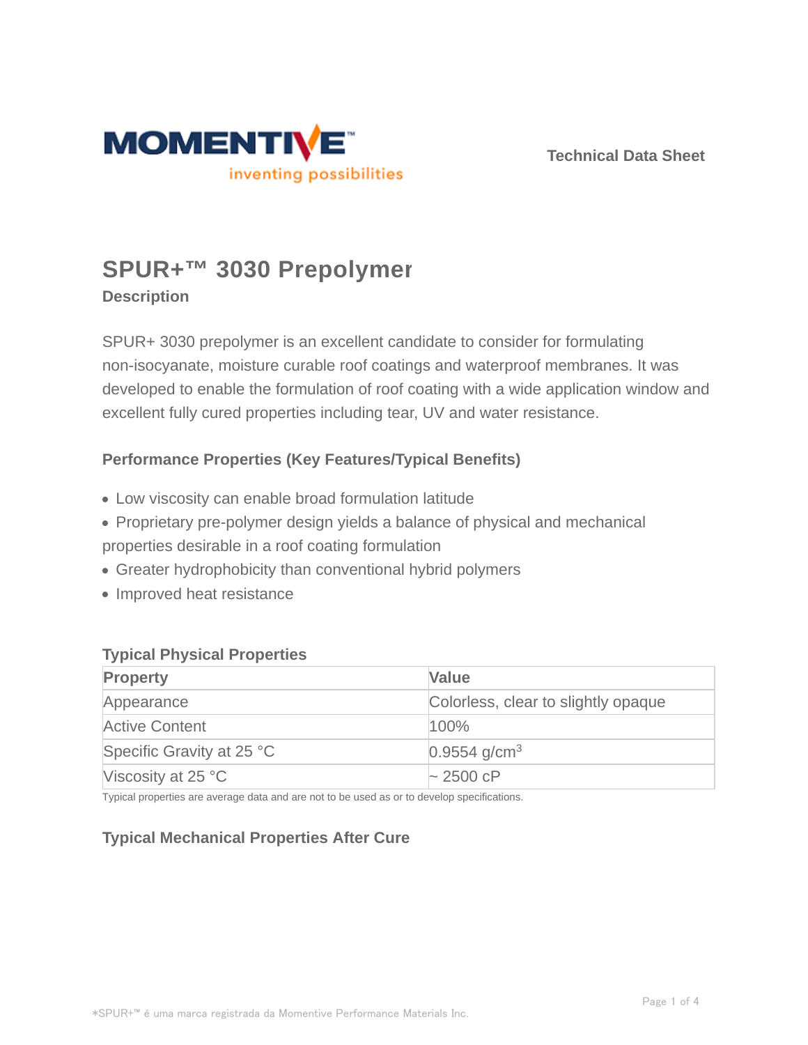Technical Data Sheet

# SPUR+™ 3030 Prepolymer

## Description

SPUR+ 3030 prepolymer is an excellent candidate to consider for formulating non-isocyanate, moisture curable roof coatings and waterproof membranes. It was developed to enable the formulation of roof coating with a wide application window and excellent fully cured properties including tear, UV and water resistance.

### Performance Properties (Key Features/Typical Benefits)

- Low viscosity can enable broad formulation latitude
- Proprietary pre-polymer design yields a balance of physical and mechanical properties desirable in a roof coating formulation
- Greater hydrophobicity than conventional hybrid polymers
- Improved heat resistance

### Typical Physical Properties

| Property | Value |
|---|---|
| Appearance | Colorless, clear to slightly opaque |
| Active Content | 100% |
| Specific Gravity at 25 °C | 0.9554 g/cm$^3$ |
| Viscosity at 25 °C | ~ 2500 cP |

Typical properties are average data and are not to be used as or to develop specifications.

### Typical Mechanical Properties After Cure

*SPUR+™ é uma marca registrada da Momentive Performance Materials Inc.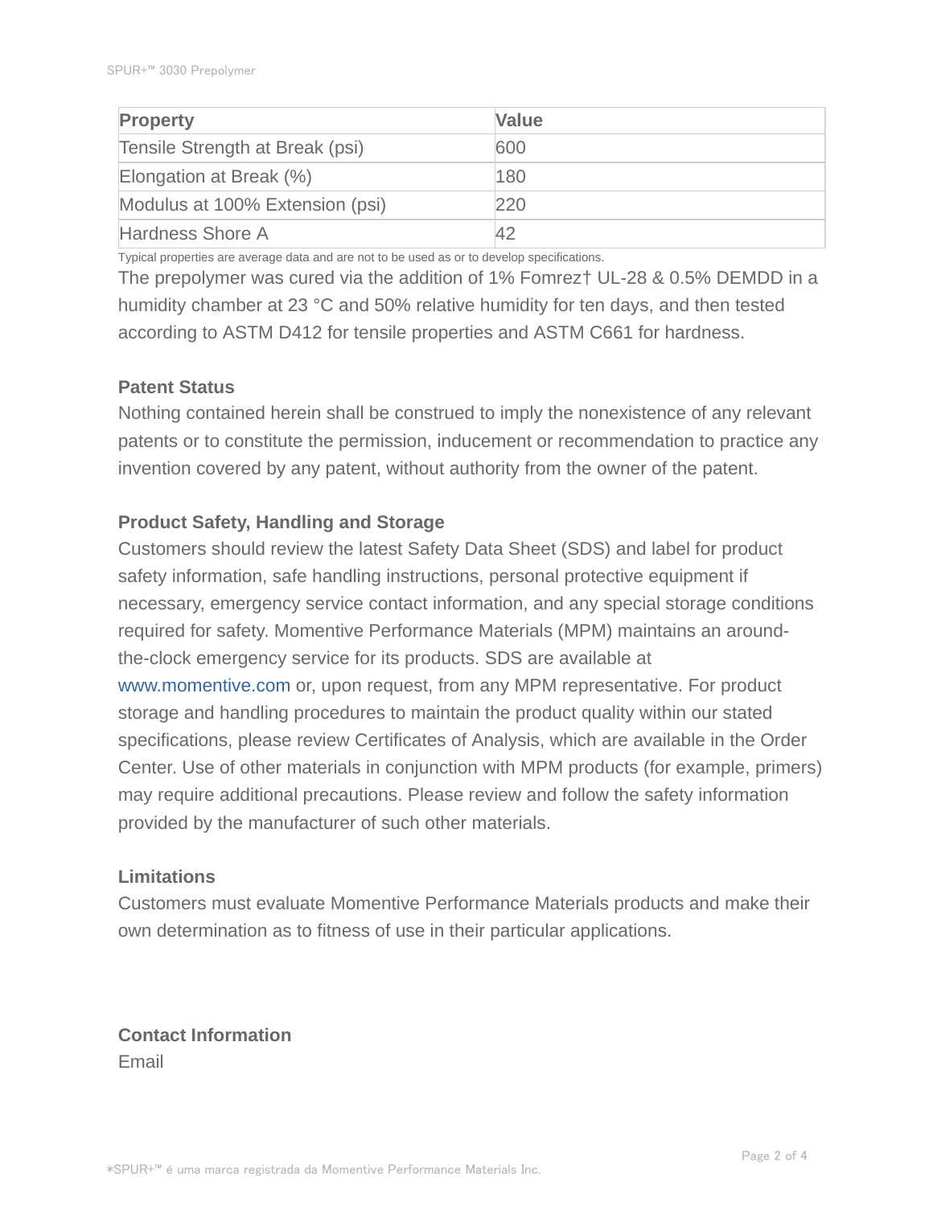| Property | Value |
|---|---|
| Tensile Strength at Break (psi) | 600 |
| Elongation at Break (%) | 180 |
| Modulus at 100% Extension (psi) | 220 |
| Hardness Shore A | 42 |

Typical properties are average data and are not to be used as or to develop specifications.

The prepolymer was cured via the addition of 1% Fomrez† UL-28 & 0.5% DEMDD in a humidity chamber at 23 °C and 50% relative humidity for ten days, and then tested according to ASTM D412 for tensile properties and ASTM C661 for hardness.

### Patent Status

Nothing contained herein shall be construed to imply the nonexistence of any relevant patents or to constitute the permission, inducement or recommendation to practice any invention covered by any patent, without authority from the owner of the patent.

### Product Safety, Handling and Storage

Customers should review the latest Safety Data Sheet (SDS) and label for product safety information, safe handling instructions, personal protective equipment if necessary, emergency service contact information, and any special storage conditions required for safety. Momentive Performance Materials (MPM) maintains an around-the-clock emergency service for its products. SDS are available at www.momentive.com or, upon request, from any MPM representative. For product storage and handling procedures to maintain the product quality within our stated specifications, please review Certificates of Analysis, which are available in the Order Center. Use of other materials in conjunction with MPM products (for example, primers) may require additional precautions. Please review and follow the safety information provided by the manufacturer of such other materials.

### Limitations

Customers must evaluate Momentive Performance Materials products and make their own determination as to fitness of use in their particular applications.

### Contact Information

Email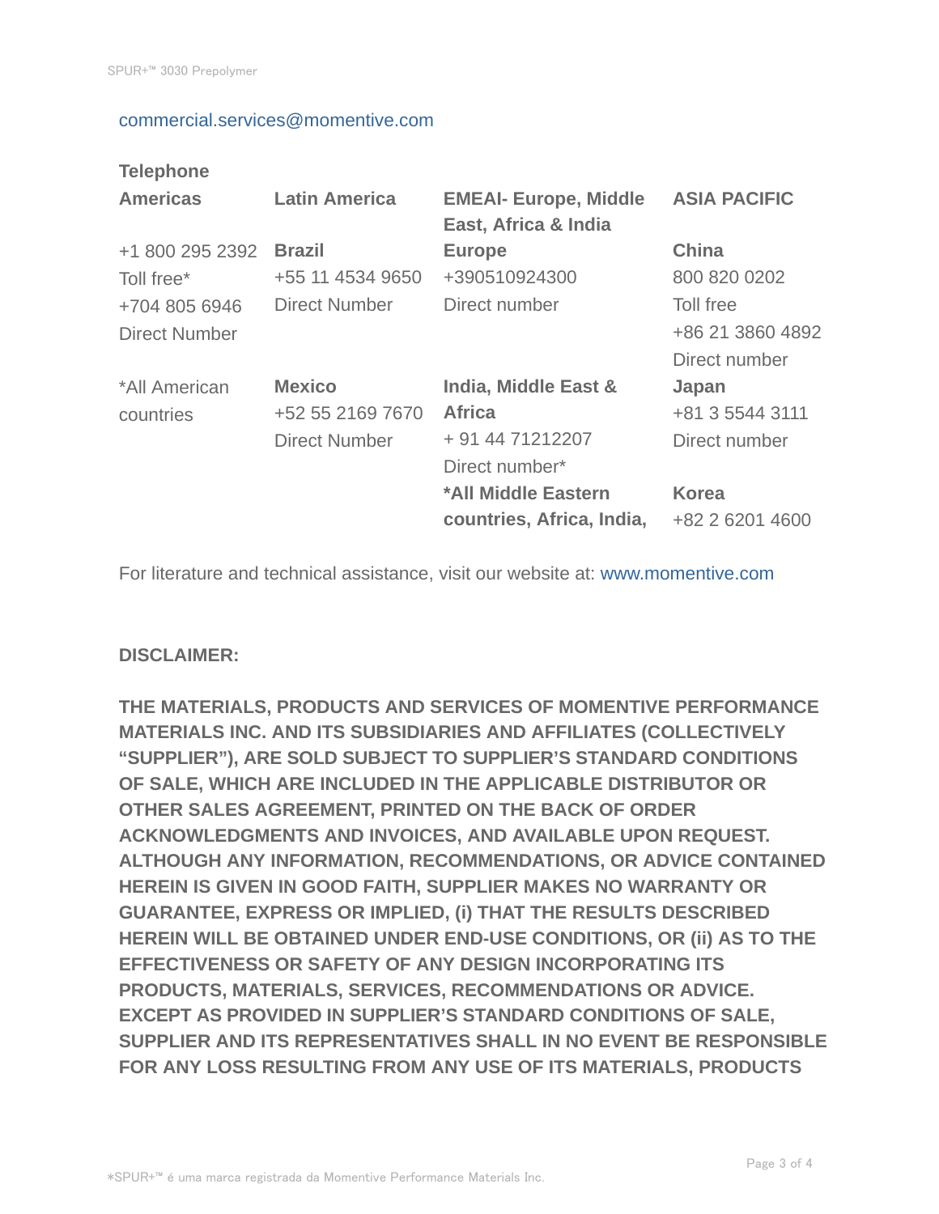commercial.services@momentive.com

**Telephone**

| **Americas** | **Latin America** | **EMEAI- Europe, Middle East, Africa & India** | **ASIA PACIFIC** |
|---|---|---|---|
| +1 800 295 2392<br>Toll free*<br>+704 805 6946<br>Direct Number | **Brazil**<br>+55 11 4534 9650<br>Direct Number | **Europe**<br>+390510924300<br>Direct number | **China**<br>800 820 0202<br>Toll free<br>+86 21 3860 4892<br>Direct number |
| *All American countries | **Mexico**<br>+52 55 2169 7670<br>Direct Number | **India, Middle East & Africa**<br>+ 91 44 71212207<br>Direct number* | **Japan**<br>+81 3 5544 3111<br>Direct number |
| | | ***All Middle Eastern countries, Africa, India,** | **Korea**<br>+82 2 6201 4600 |

For literature and technical assistance, visit our website at: www.momentive.com

**DISCLAIMER:**

**THE MATERIALS, PRODUCTS AND SERVICES OF MOMENTIVE PERFORMANCE MATERIALS INC. AND ITS SUBSIDIARIES AND AFFILIATES (COLLECTIVELY "SUPPLIER"), ARE SOLD SUBJECT TO SUPPLIER'S STANDARD CONDITIONS OF SALE, WHICH ARE INCLUDED IN THE APPLICABLE DISTRIBUTOR OR OTHER SALES AGREEMENT, PRINTED ON THE BACK OF ORDER ACKNOWLEDGMENTS AND INVOICES, AND AVAILABLE UPON REQUEST. ALTHOUGH ANY INFORMATION, RECOMMENDATIONS, OR ADVICE CONTAINED HEREIN IS GIVEN IN GOOD FAITH, SUPPLIER MAKES NO WARRANTY OR GUARANTEE, EXPRESS OR IMPLIED, (i) THAT THE RESULTS DESCRIBED HEREIN WILL BE OBTAINED UNDER END-USE CONDITIONS, OR (ii) AS TO THE EFFECTIVENESS OR SAFETY OF ANY DESIGN INCORPORATING ITS PRODUCTS, MATERIALS, SERVICES, RECOMMENDATIONS OR ADVICE. EXCEPT AS PROVIDED IN SUPPLIER'S STANDARD CONDITIONS OF SALE, SUPPLIER AND ITS REPRESENTATIVES SHALL IN NO EVENT BE RESPONSIBLE FOR ANY LOSS RESULTING FROM ANY USE OF ITS MATERIALS, PRODUCTS**

*SPUR+™ é uma marca registrada da Momentive Performance Materials Inc.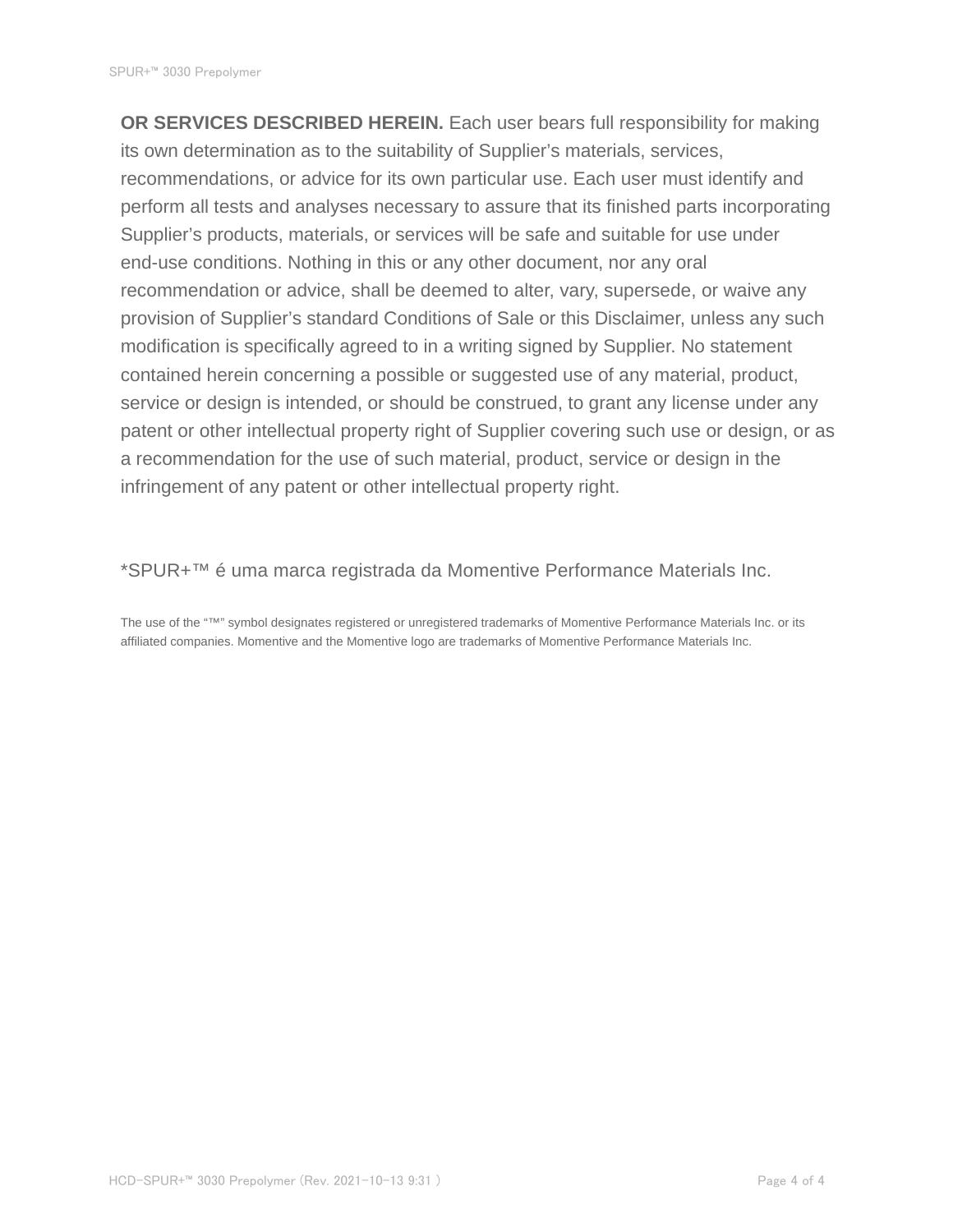**OR SERVICES DESCRIBED HEREIN.** Each user bears full responsibility for making its own determination as to the suitability of Supplier's materials, services, recommendations, or advice for its own particular use. Each user must identify and perform all tests and analyses necessary to assure that its finished parts incorporating Supplier's products, materials, or services will be safe and suitable for use under end-use conditions. Nothing in this or any other document, nor any oral recommendation or advice, shall be deemed to alter, vary, supersede, or waive any provision of Supplier's standard Conditions of Sale or this Disclaimer, unless any such modification is specifically agreed to in a writing signed by Supplier. No statement contained herein concerning a possible or suggested use of any material, product, service or design is intended, or should be construed, to grant any license under any patent or other intellectual property right of Supplier covering such use or design, or as a recommendation for the use of such material, product, service or design in the infringement of any patent or other intellectual property right.

*SPUR+™ é uma marca registrada da Momentive Performance Materials Inc.

The use of the "™" symbol designates registered or unregistered trademarks of Momentive Performance Materials Inc. or its affiliated companies. Momentive and the Momentive logo are trademarks of Momentive Performance Materials Inc.